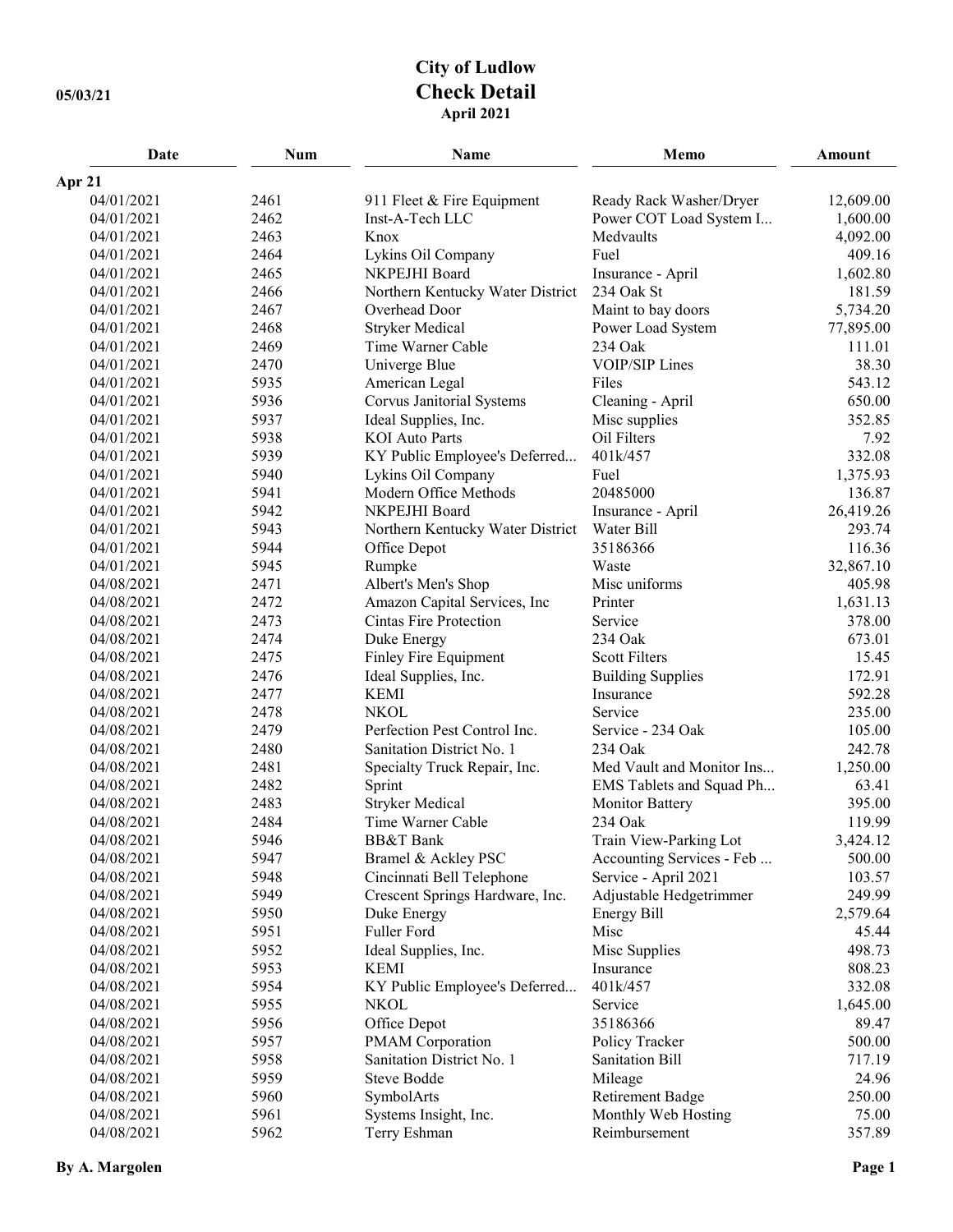# City of Ludlow
## Check Detail
### April 2021

05/03/21

| Date | Num | Name | Memo | Amount |
|---|---|---|---|---|
| **Apr 21** | | | | |
| 04/01/2021 | 2461 | 911 Fleet & Fire Equipment | Ready Rack Washer/Dryer | 12,609.00 |
| 04/01/2021 | 2462 | Inst-A-Tech LLC | Power COT Load System I... | 1,600.00 |
| 04/01/2021 | 2463 | Knox | Medvaults | 4,092.00 |
| 04/01/2021 | 2464 | Lykins Oil Company | Fuel | 409.16 |
| 04/01/2021 | 2465 | NKPEJHI Board | Insurance - April | 1,602.80 |
| 04/01/2021 | 2466 | Northern Kentucky Water District | 234 Oak St | 181.59 |
| 04/01/2021 | 2467 | Overhead Door | Maint to bay doors | 5,734.20 |
| 04/01/2021 | 2468 | Stryker Medical | Power Load System | 77,895.00 |
| 04/01/2021 | 2469 | Time Warner Cable | 234 Oak | 111.01 |
| 04/01/2021 | 2470 | Univerge Blue | VOIP/SIP Lines | 38.30 |
| 04/01/2021 | 5935 | American Legal | Files | 543.12 |
| 04/01/2021 | 5936 | Corvus Janitorial Systems | Cleaning - April | 650.00 |
| 04/01/2021 | 5937 | Ideal Supplies, Inc. | Misc supplies | 352.85 |
| 04/01/2021 | 5938 | KOI Auto Parts | Oil Filters | 7.92 |
| 04/01/2021 | 5939 | KY Public Employee's Deferred... | 401k/457 | 332.08 |
| 04/01/2021 | 5940 | Lykins Oil Company | Fuel | 1,375.93 |
| 04/01/2021 | 5941 | Modern Office Methods | 20485000 | 136.87 |
| 04/01/2021 | 5942 | NKPEJHI Board | Insurance - April | 26,419.26 |
| 04/01/2021 | 5943 | Northern Kentucky Water District | Water Bill | 293.74 |
| 04/01/2021 | 5944 | Office Depot | 35186366 | 116.36 |
| 04/01/2021 | 5945 | Rumpke | Waste | 32,867.10 |
| 04/08/2021 | 2471 | Albert's Men's Shop | Misc uniforms | 405.98 |
| 04/08/2021 | 2472 | Amazon Capital Services, Inc | Printer | 1,631.13 |
| 04/08/2021 | 2473 | Cintas Fire Protection | Service | 378.00 |
| 04/08/2021 | 2474 | Duke Energy | 234 Oak | 673.01 |
| 04/08/2021 | 2475 | Finley Fire Equipment | Scott Filters | 15.45 |
| 04/08/2021 | 2476 | Ideal Supplies, Inc. | Building Supplies | 172.91 |
| 04/08/2021 | 2477 | KEMI | Insurance | 592.28 |
| 04/08/2021 | 2478 | NKOL | Service | 235.00 |
| 04/08/2021 | 2479 | Perfection Pest Control Inc. | Service - 234 Oak | 105.00 |
| 04/08/2021 | 2480 | Sanitation District No. 1 | 234 Oak | 242.78 |
| 04/08/2021 | 2481 | Specialty Truck Repair, Inc. | Med Vault and Monitor Ins... | 1,250.00 |
| 04/08/2021 | 2482 | Sprint | EMS Tablets and Squad Ph... | 63.41 |
| 04/08/2021 | 2483 | Stryker Medical | Monitor Battery | 395.00 |
| 04/08/2021 | 2484 | Time Warner Cable | 234 Oak | 119.99 |
| 04/08/2021 | 5946 | BB&T Bank | Train View-Parking Lot | 3,424.12 |
| 04/08/2021 | 5947 | Bramel & Ackley PSC | Accounting Services - Feb ... | 500.00 |
| 04/08/2021 | 5948 | Cincinnati Bell Telephone | Service - April 2021 | 103.57 |
| 04/08/2021 | 5949 | Crescent Springs Hardware, Inc. | Adjustable Hedgetrimmer | 249.99 |
| 04/08/2021 | 5950 | Duke Energy | Energy Bill | 2,579.64 |
| 04/08/2021 | 5951 | Fuller Ford | Misc | 45.44 |
| 04/08/2021 | 5952 | Ideal Supplies, Inc. | Misc Supplies | 498.73 |
| 04/08/2021 | 5953 | KEMI | Insurance | 808.23 |
| 04/08/2021 | 5954 | KY Public Employee's Deferred... | 401k/457 | 332.08 |
| 04/08/2021 | 5955 | NKOL | Service | 1,645.00 |
| 04/08/2021 | 5956 | Office Depot | 35186366 | 89.47 |
| 04/08/2021 | 5957 | PMAM Corporation | Policy Tracker | 500.00 |
| 04/08/2021 | 5958 | Sanitation District No. 1 | Sanitation Bill | 717.19 |
| 04/08/2021 | 5959 | Steve Bodde | Mileage | 24.96 |
| 04/08/2021 | 5960 | SymbolArts | Retirement Badge | 250.00 |
| 04/08/2021 | 5961 | Systems Insight, Inc. | Monthly Web Hosting | 75.00 |
| 04/08/2021 | 5962 | Terry Eshman | Reimbursement | 357.89 |

By A. Margolen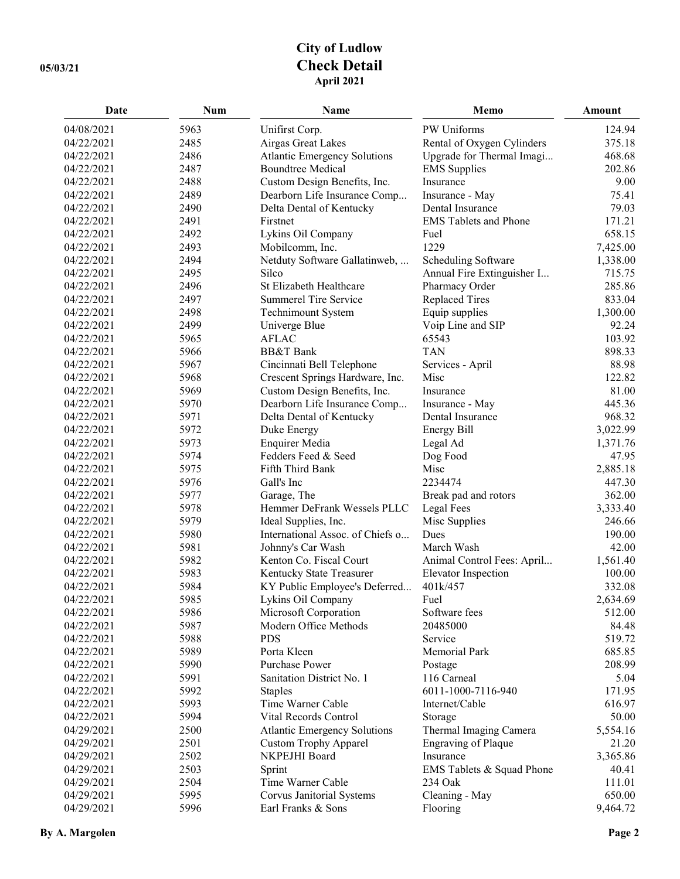# City of Ludlow
## Check Detail
### April 2021

05/03/21

| Date | Num | Name | Memo | Amount |
|---|---|---|---|---|
| 04/08/2021 | 5963 | Unifirst Corp. | PW Uniforms | 124.94 |
| 04/22/2021 | 2485 | Airgas Great Lakes | Rental of Oxygen Cylinders | 375.18 |
| 04/22/2021 | 2486 | Atlantic Emergency Solutions | Upgrade for Thermal Imagi... | 468.68 |
| 04/22/2021 | 2487 | Boundtree Medical | EMS Supplies | 202.86 |
| 04/22/2021 | 2488 | Custom Design Benefits, Inc. | Insurance | 9.00 |
| 04/22/2021 | 2489 | Dearborn Life Insurance Comp... | Insurance - May | 75.41 |
| 04/22/2021 | 2490 | Delta Dental of Kentucky | Dental Insurance | 79.03 |
| 04/22/2021 | 2491 | Firstnet | EMS Tablets and Phone | 171.21 |
| 04/22/2021 | 2492 | Lykins Oil Company | Fuel | 658.15 |
| 04/22/2021 | 2493 | Mobilcomm, Inc. | 1229 | 7,425.00 |
| 04/22/2021 | 2494 | Netduty Software Gallatinweb, ... | Scheduling Software | 1,338.00 |
| 04/22/2021 | 2495 | Silco | Annual Fire Extinguisher I... | 715.75 |
| 04/22/2021 | 2496 | St Elizabeth Healthcare | Pharmacy Order | 285.86 |
| 04/22/2021 | 2497 | Summerel Tire Service | Replaced Tires | 833.04 |
| 04/22/2021 | 2498 | Technimount System | Equip supplies | 1,300.00 |
| 04/22/2021 | 2499 | Univerge Blue | Voip Line and SIP | 92.24 |
| 04/22/2021 | 5965 | AFLAC | 65543 | 103.92 |
| 04/22/2021 | 5966 | BB&T Bank | TAN | 898.33 |
| 04/22/2021 | 5967 | Cincinnati Bell Telephone | Services - April | 88.98 |
| 04/22/2021 | 5968 | Crescent Springs Hardware, Inc. | Misc | 122.82 |
| 04/22/2021 | 5969 | Custom Design Benefits, Inc. | Insurance | 81.00 |
| 04/22/2021 | 5970 | Dearborn Life Insurance Comp... | Insurance - May | 445.36 |
| 04/22/2021 | 5971 | Delta Dental of Kentucky | Dental Insurance | 968.32 |
| 04/22/2021 | 5972 | Duke Energy | Energy Bill | 3,022.99 |
| 04/22/2021 | 5973 | Enquirer Media | Legal Ad | 1,371.76 |
| 04/22/2021 | 5974 | Fedders Feed & Seed | Dog Food | 47.95 |
| 04/22/2021 | 5975 | Fifth Third Bank | Misc | 2,885.18 |
| 04/22/2021 | 5976 | Gall's Inc | 2234474 | 447.30 |
| 04/22/2021 | 5977 | Garage, The | Break pad and rotors | 362.00 |
| 04/22/2021 | 5978 | Hemmer DeFrank Wessels PLLC | Legal Fees | 3,333.40 |
| 04/22/2021 | 5979 | Ideal Supplies, Inc. | Misc Supplies | 246.66 |
| 04/22/2021 | 5980 | International Assoc. of Chiefs o... | Dues | 190.00 |
| 04/22/2021 | 5981 | Johnny's Car Wash | March Wash | 42.00 |
| 04/22/2021 | 5982 | Kenton Co. Fiscal Court | Animal Control Fees: April... | 1,561.40 |
| 04/22/2021 | 5983 | Kentucky State Treasurer | Elevator Inspection | 100.00 |
| 04/22/2021 | 5984 | KY Public Employee's Deferred... | 401k/457 | 332.08 |
| 04/22/2021 | 5985 | Lykins Oil Company | Fuel | 2,634.69 |
| 04/22/2021 | 5986 | Microsoft Corporation | Software fees | 512.00 |
| 04/22/2021 | 5987 | Modern Office Methods | 20485000 | 84.48 |
| 04/22/2021 | 5988 | PDS | Service | 519.72 |
| 04/22/2021 | 5989 | Porta Kleen | Memorial Park | 685.85 |
| 04/22/2021 | 5990 | Purchase Power | Postage | 208.99 |
| 04/22/2021 | 5991 | Sanitation District No. 1 | 116 Carneal | 5.04 |
| 04/22/2021 | 5992 | Staples | 6011-1000-7116-940 | 171.95 |
| 04/22/2021 | 5993 | Time Warner Cable | Internet/Cable | 616.97 |
| 04/22/2021 | 5994 | Vital Records Control | Storage | 50.00 |
| 04/29/2021 | 2500 | Atlantic Emergency Solutions | Thermal Imaging Camera | 5,554.16 |
| 04/29/2021 | 2501 | Custom Trophy Apparel | Engraving of Plaque | 21.20 |
| 04/29/2021 | 2502 | NKPEJHI Board | Insurance | 3,365.86 |
| 04/29/2021 | 2503 | Sprint | EMS Tablets & Squad Phone | 40.41 |
| 04/29/2021 | 2504 | Time Warner Cable | 234 Oak | 111.01 |
| 04/29/2021 | 5995 | Corvus Janitorial Systems | Cleaning - May | 650.00 |
| 04/29/2021 | 5996 | Earl Franks & Sons | Flooring | 9,464.72 |

By A. Margolen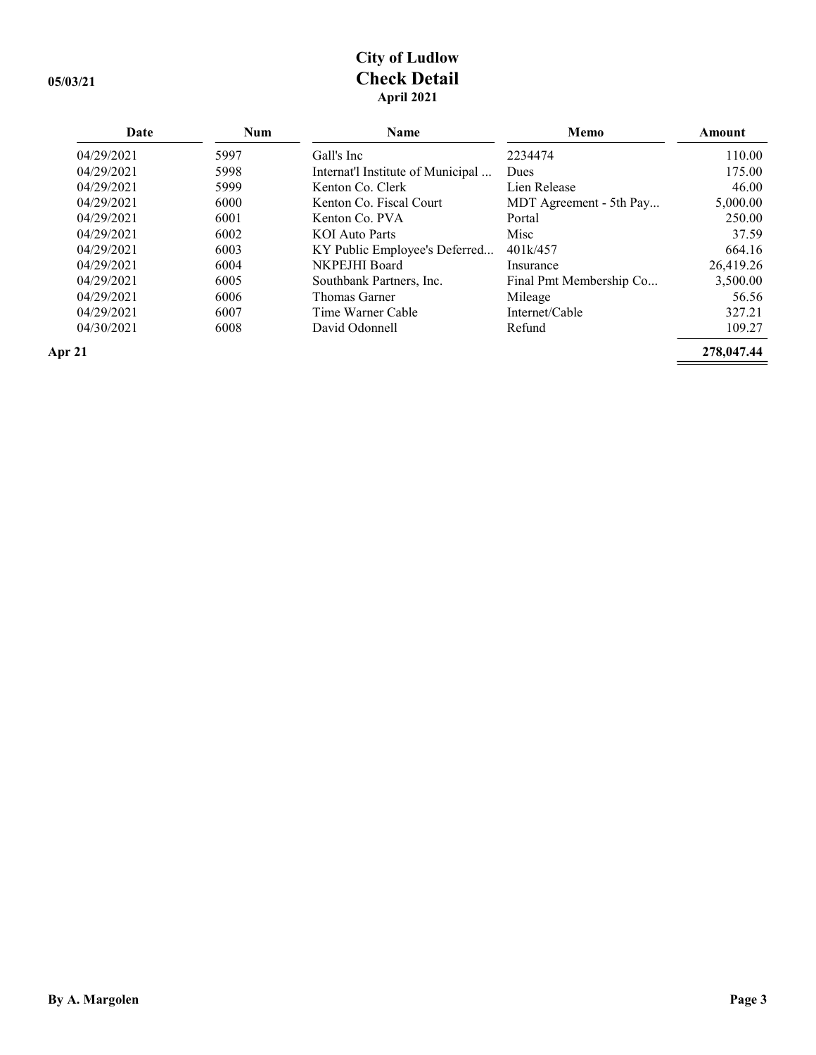# City of Ludlow
## Check Detail
### April 2021

05/03/21

| Date | Num | Name | Memo | Amount |
|---|---|---|---|---|
| 04/29/2021 | 5997 | Gall's Inc | 2234474 | 110.00 |
| 04/29/2021 | 5998 | Internat'l Institute of Municipal ... | Dues | 175.00 |
| 04/29/2021 | 5999 | Kenton Co. Clerk | Lien Release | 46.00 |
| 04/29/2021 | 6000 | Kenton Co. Fiscal Court | MDT Agreement - 5th Pay... | 5,000.00 |
| 04/29/2021 | 6001 | Kenton Co. PVA | Portal | 250.00 |
| 04/29/2021 | 6002 | KOI Auto Parts | Misc | 37.59 |
| 04/29/2021 | 6003 | KY Public Employee's Deferred... | 401k/457 | 664.16 |
| 04/29/2021 | 6004 | NKPEJHI Board | Insurance | 26,419.26 |
| 04/29/2021 | 6005 | Southbank Partners, Inc. | Final Pmt Membership Co... | 3,500.00 |
| 04/29/2021 | 6006 | Thomas Garner | Mileage | 56.56 |
| 04/29/2021 | 6007 | Time Warner Cable | Internet/Cable | 327.21 |
| 04/30/2021 | 6008 | David Odonnell | Refund | 109.27 |
| **Apr 21** | | | | **278,047.44** |

**By A. Margolen**